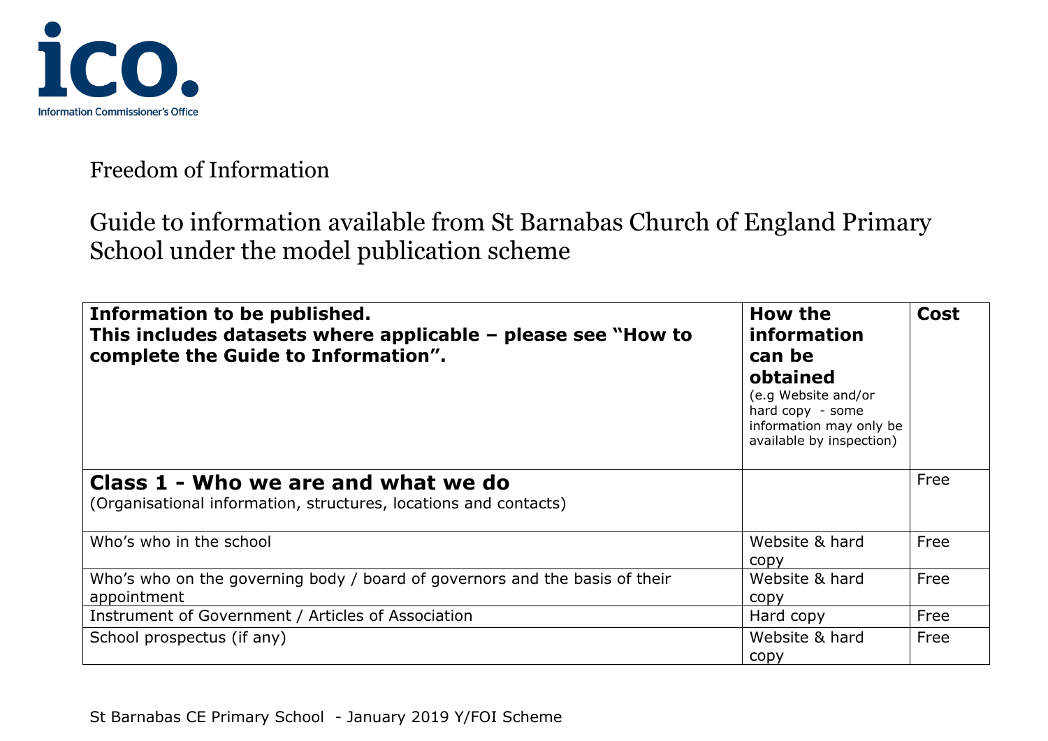ico.
Information Commissioner's Office

Freedom of Information

# Guide to information available from St Barnabas Church of England Primary School under the model publication scheme

| **Information to be published.** <br> **This includes datasets where applicable – please see "How to complete the Guide to Information".** | **How the information can be obtained** <br> (e.g Website and/or hard copy - some information may only be available by inspection) | **Cost** |
|---|---|---|
| **Class 1 - Who we are and what we do** <br> (Organisational information, structures, locations and contacts) | | Free |
| Who's who in the school | Website & hard copy | Free |
| Who's who on the governing body / board of governors and the basis of their appointment | Website & hard copy | Free |
| Instrument of Government / Articles of Association | Hard copy | Free |
| School prospectus (if any) | Website & hard copy | Free |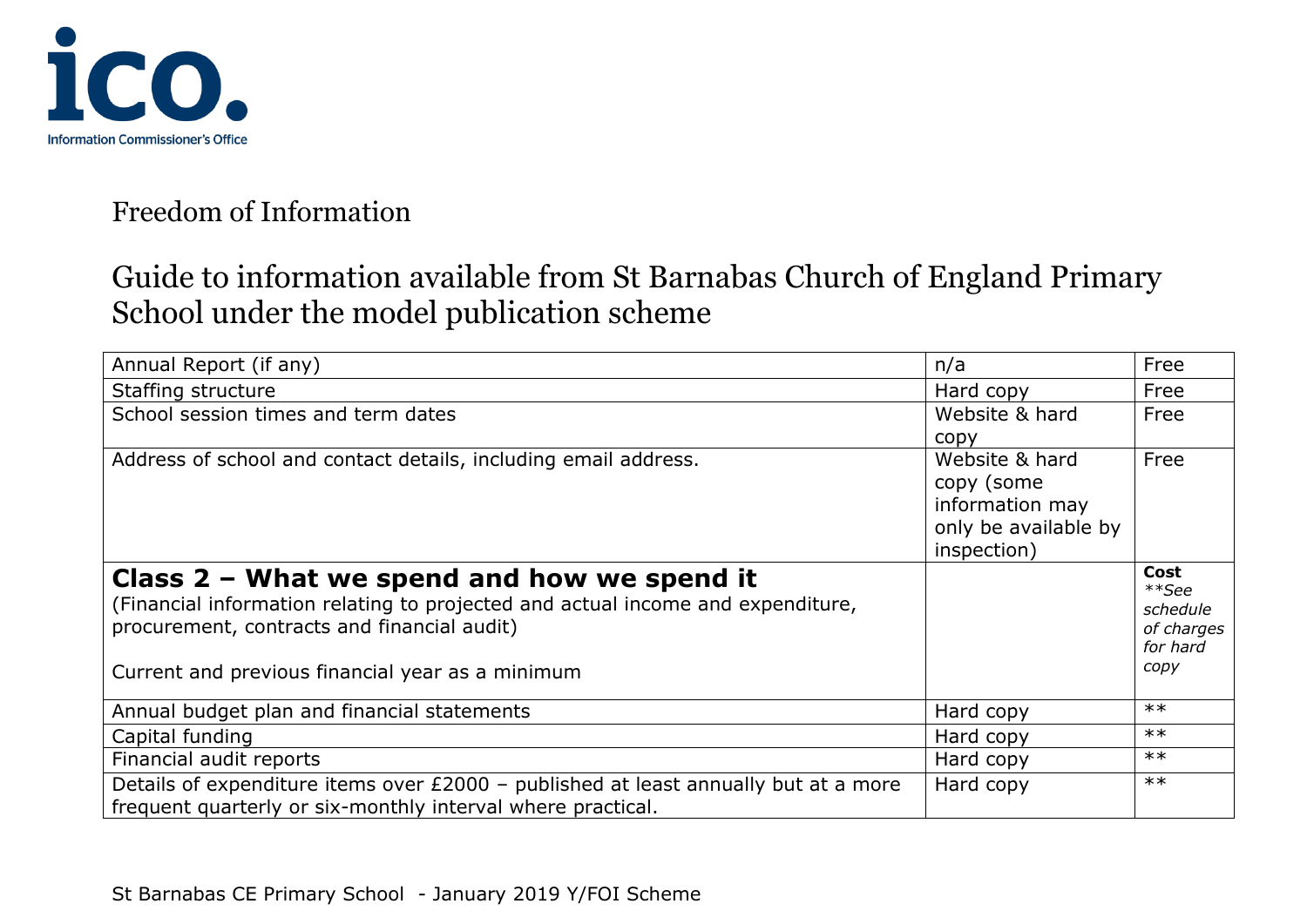Information Commissioner's Office

Freedom of Information

Guide to information available from St Barnabas Church of England Primary School under the model publication scheme

| | | |
|---|---|---|
| Annual Report (if any) | n/a | Free |
| Staffing structure | Hard copy | Free |
| School session times and term dates | Website & hard copy | Free |
| Address of school and contact details, including email address. | Website & hard copy (some information may only be available by inspection) | Free |
| **Class 2 – What we spend and how we spend it**<br>(Financial information relating to projected and actual income and expenditure, procurement, contracts and financial audit)<br><br>Current and previous financial year as a minimum | | **Cost**<br>*\*\*See schedule of charges for hard copy* |
| Annual budget plan and financial statements | Hard copy | ** |
| Capital funding | Hard copy | ** |
| Financial audit reports | Hard copy | ** |
| Details of expenditure items over £2000 – published at least annually but at a more frequent quarterly or six-monthly interval where practical. | Hard copy | ** |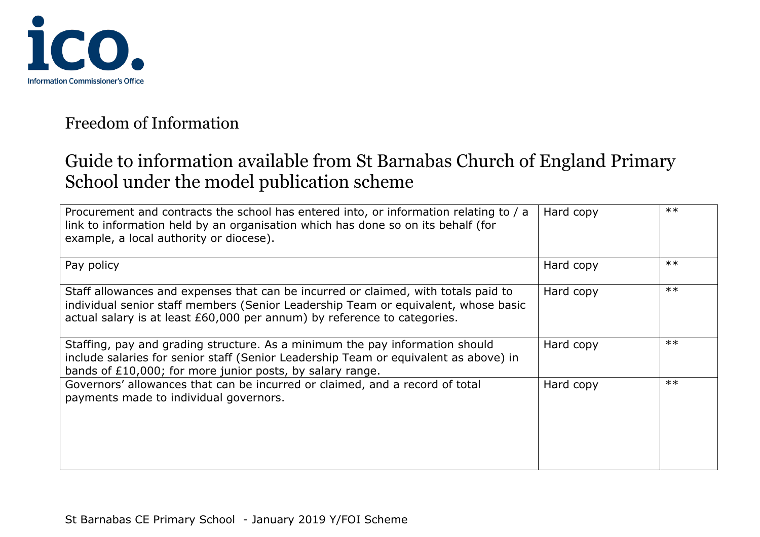Freedom of Information

# Guide to information available from St Barnabas Church of England Primary School under the model publication scheme

| | | |
|---|---|---|
| Procurement and contracts the school has entered into, or information relating to / a link to information held by an organisation which has done so on its behalf (for example, a local authority or diocese). | Hard copy | ** |
| Pay policy | Hard copy | ** |
| Staff allowances and expenses that can be incurred or claimed, with totals paid to individual senior staff members (Senior Leadership Team or equivalent, whose basic actual salary is at least £60,000 per annum) by reference to categories. | Hard copy | ** |
| Staffing, pay and grading structure. As a minimum the pay information should include salaries for senior staff (Senior Leadership Team or equivalent as above) in bands of £10,000; for more junior posts, by salary range. | Hard copy | ** |
| Governors' allowances that can be incurred or claimed, and a record of total payments made to individual governors. | Hard copy | ** |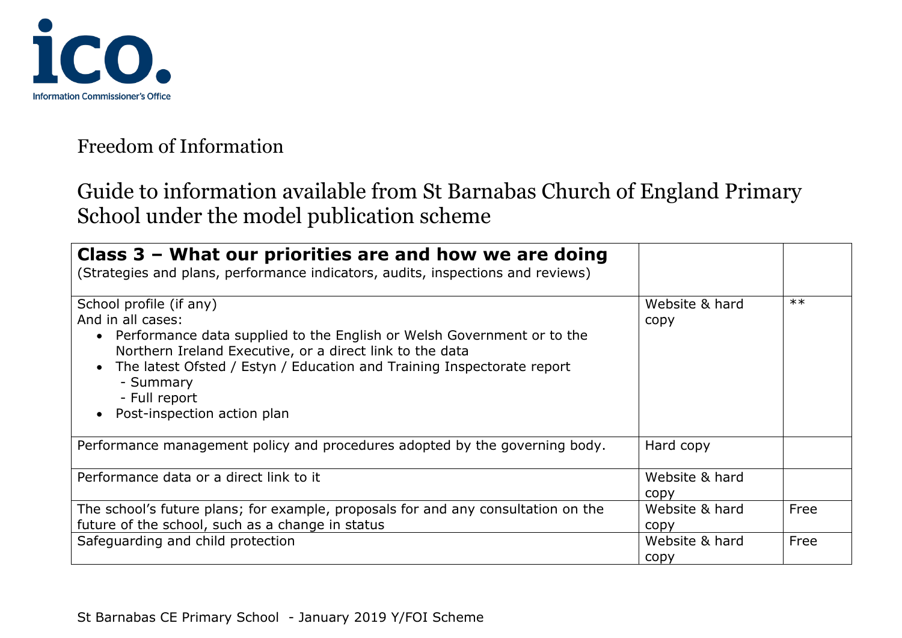ico.
Information Commissioner's Office

Freedom of Information

Guide to information available from St Barnabas Church of England Primary School under the model publication scheme

| **Class 3 – What our priorities are and how we are doing**<br>(Strategies and plans, performance indicators, audits, inspections and reviews) | | |
|---|---|---|
| School profile (if any)<br>And in all cases:<br>• Performance data supplied to the English or Welsh Government or to the Northern Ireland Executive, or a direct link to the data<br>• The latest Ofsted / Estyn / Education and Training Inspectorate report<br>  - Summary<br>  - Full report<br>• Post-inspection action plan | Website & hard copy | ** |
| Performance management policy and procedures adopted by the governing body. | Hard copy | |
| Performance data or a direct link to it | Website & hard copy | |
| The school's future plans; for example, proposals for and any consultation on the future of the school, such as a change in status | Website & hard copy | Free |
| Safeguarding and child protection | Website & hard copy | Free |

St Barnabas CE Primary School - January 2019 Y/FOI Scheme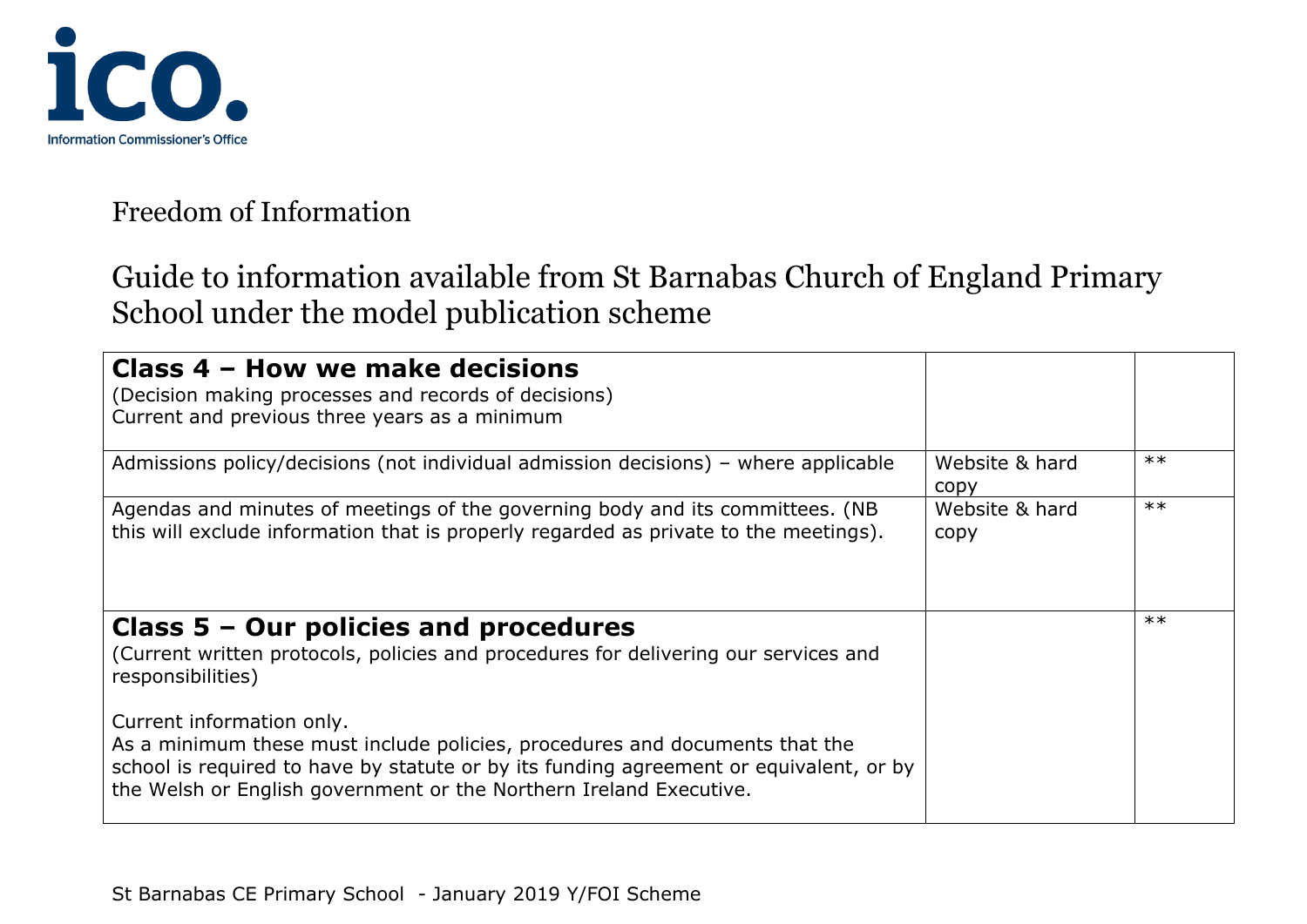Freedom of Information

Guide to information available from St Barnabas Church of England Primary School under the model publication scheme

| **Class 4 – How we make decisions**<br>(Decision making processes and records of decisions)<br>Current and previous three years as a minimum | | |
|---|---|---|
| Admissions policy/decisions (not individual admission decisions) – where applicable | Website & hard copy | ** |
| Agendas and minutes of meetings of the governing body and its committees. (NB this will exclude information that is properly regarded as private to the meetings). | Website & hard copy | ** |
| **Class 5 – Our policies and procedures**<br>(Current written protocols, policies and procedures for delivering our services and responsibilities)<br><br>Current information only.<br>As a minimum these must include policies, procedures and documents that the school is required to have by statute or by its funding agreement or equivalent, or by the Welsh or English government or the Northern Ireland Executive. | | ** |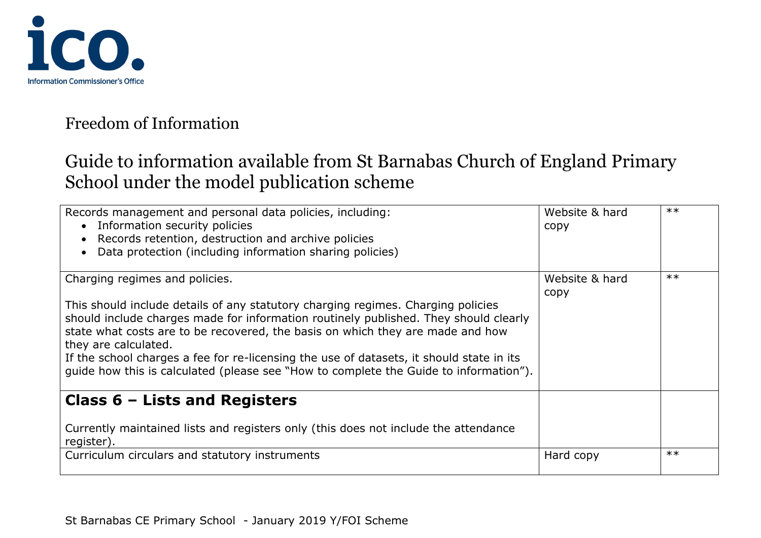Freedom of Information

# Guide to information available from St Barnabas Church of England Primary School under the model publication scheme

| | | |
|---|---|---|
| Records management and personal data policies, including:<br>• Information security policies<br>• Records retention, destruction and archive policies<br>• Data protection (including information sharing policies) | Website & hard copy | ** |
| Charging regimes and policies.<br><br>This should include details of any statutory charging regimes. Charging policies should include charges made for information routinely published. They should clearly state what costs are to be recovered, the basis on which they are made and how they are calculated.<br>If the school charges a fee for re-licensing the use of datasets, it should state in its guide how this is calculated (please see "How to complete the Guide to information"). | Website & hard copy | ** |
| **Class 6 – Lists and Registers**<br><br>Currently maintained lists and registers only (this does not include the attendance register). | | |
| Curriculum circulars and statutory instruments | Hard copy | ** |

St Barnabas CE Primary School - January 2019 Y/FOI Scheme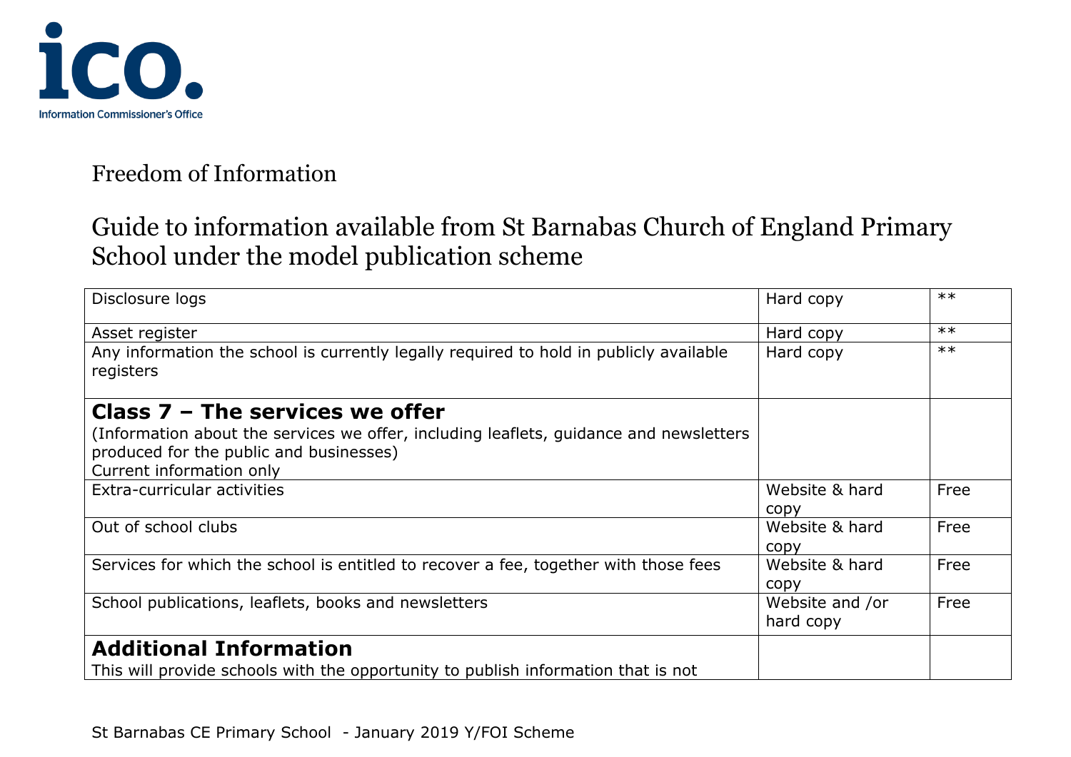Information Commissioner's Office

Freedom of Information

Guide to information available from St Barnabas Church of England Primary School under the model publication scheme

| | | |
|---|---|---|
| Disclosure logs | Hard copy | ** |
| Asset register | Hard copy | ** |
| Any information the school is currently legally required to hold in publicly available registers | Hard copy | ** |
| **Class 7 – The services we offer**<br>(Information about the services we offer, including leaflets, guidance and newsletters produced for the public and businesses)<br>Current information only | | |
| Extra-curricular activities | Website & hard copy | Free |
| Out of school clubs | Website & hard copy | Free |
| Services for which the school is entitled to recover a fee, together with those fees | Website & hard copy | Free |
| School publications, leaflets, books and newsletters | Website and /or hard copy | Free |
| **Additional Information**<br>This will provide schools with the opportunity to publish information that is not | | |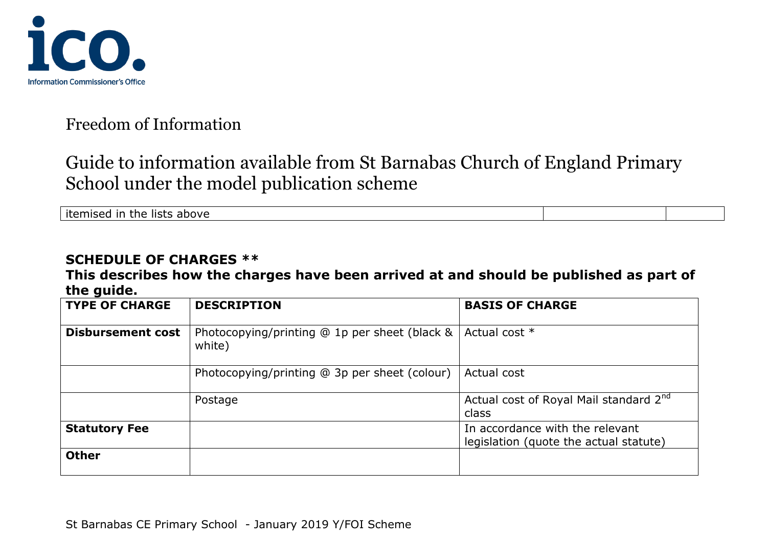Freedom of Information

# Guide to information available from St Barnabas Church of England Primary School under the model publication scheme

| itemised in the lists above | | |
|---|---|---|

**SCHEDULE OF CHARGES \*\***

**This describes how the charges have been arrived at and should be published as part of the guide.**

| TYPE OF CHARGE | DESCRIPTION | BASIS OF CHARGE |
|---|---|---|
| **Disbursement cost** | Photocopying/printing @ 1p per sheet (black & white) | Actual cost * |
| | Photocopying/printing @ 3p per sheet (colour) | Actual cost |
| | Postage | Actual cost of Royal Mail standard 2nd class |
| **Statutory Fee** | | In accordance with the relevant legislation (quote the actual statute) |
| **Other** | | |

St Barnabas CE Primary School - January 2019 Y/FOI Scheme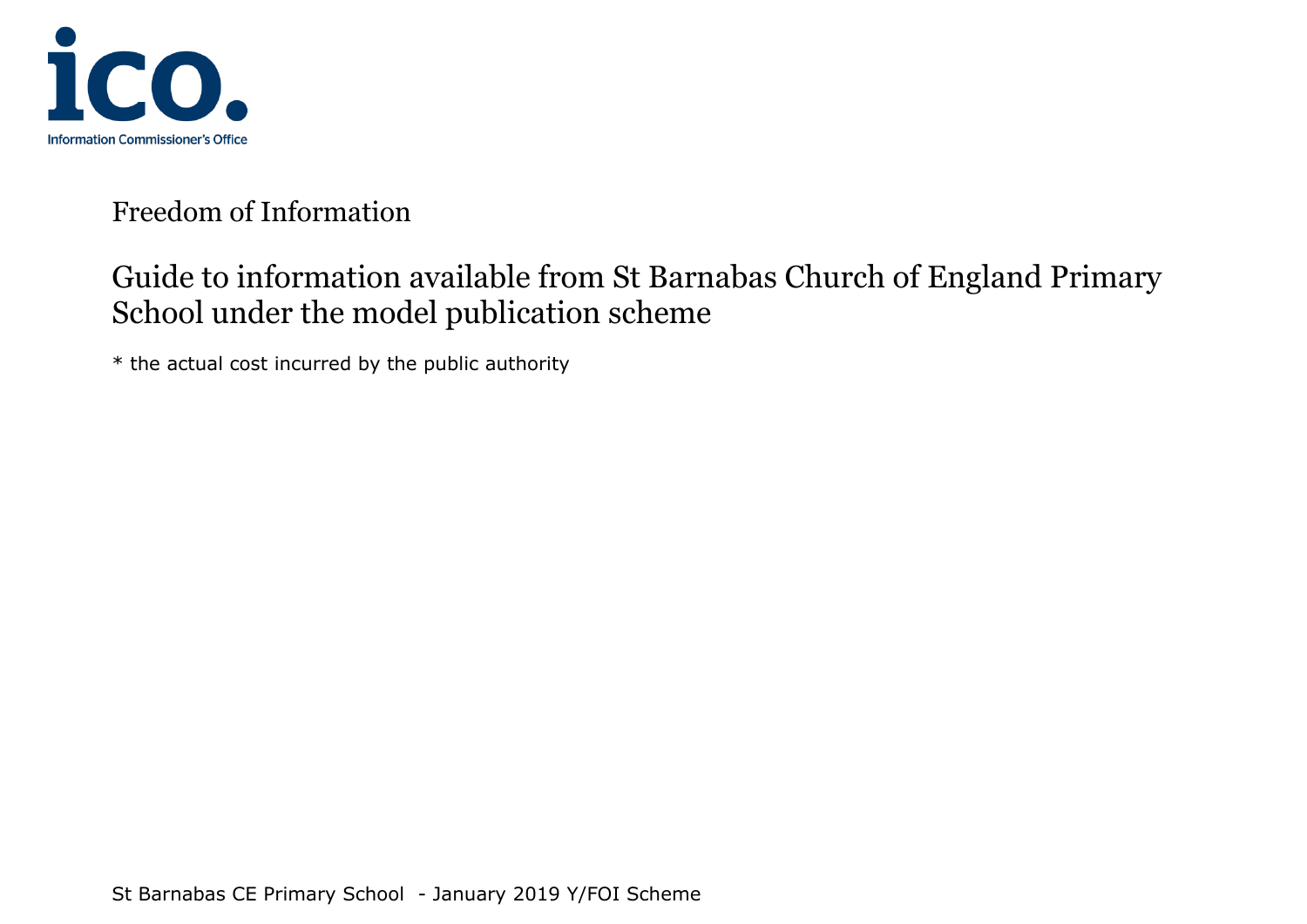Freedom of Information

Guide to information available from St Barnabas Church of England Primary School under the model publication scheme

* the actual cost incurred by the public authority